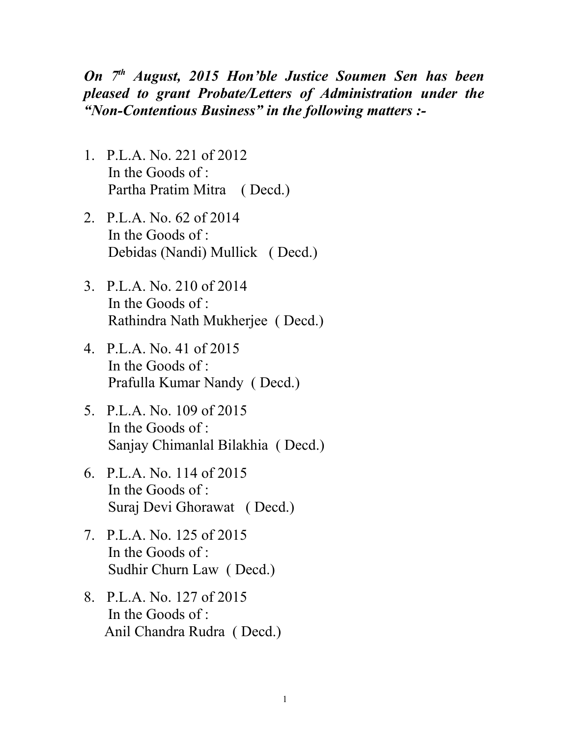***On 7th August, 2015 Hon'ble Justice Soumen Sen has been pleased to grant Probate/Letters of Administration under the "Non-Contentious Business" in the following matters :-***

1. P.L.A. No. 221 of 2012
   In the Goods of :
   Partha Pratim Mitra ( Decd.)

2. P.L.A. No. 62 of 2014
   In the Goods of :
   Debidas (Nandi) Mullick ( Decd.)

3. P.L.A. No. 210 of 2014
   In the Goods of :
   Rathindra Nath Mukherjee ( Decd.)

4. P.L.A. No. 41 of 2015
   In the Goods of :
   Prafulla Kumar Nandy ( Decd.)

5. P.L.A. No. 109 of 2015
   In the Goods of :
   Sanjay Chimanlal Bilakhia ( Decd.)

6. P.L.A. No. 114 of 2015
   In the Goods of :
   Suraj Devi Ghorawat ( Decd.)

7. P.L.A. No. 125 of 2015
   In the Goods of :
   Sudhir Churn Law ( Decd.)

8. P.L.A. No. 127 of 2015
   In the Goods of :
   Anil Chandra Rudra ( Decd.)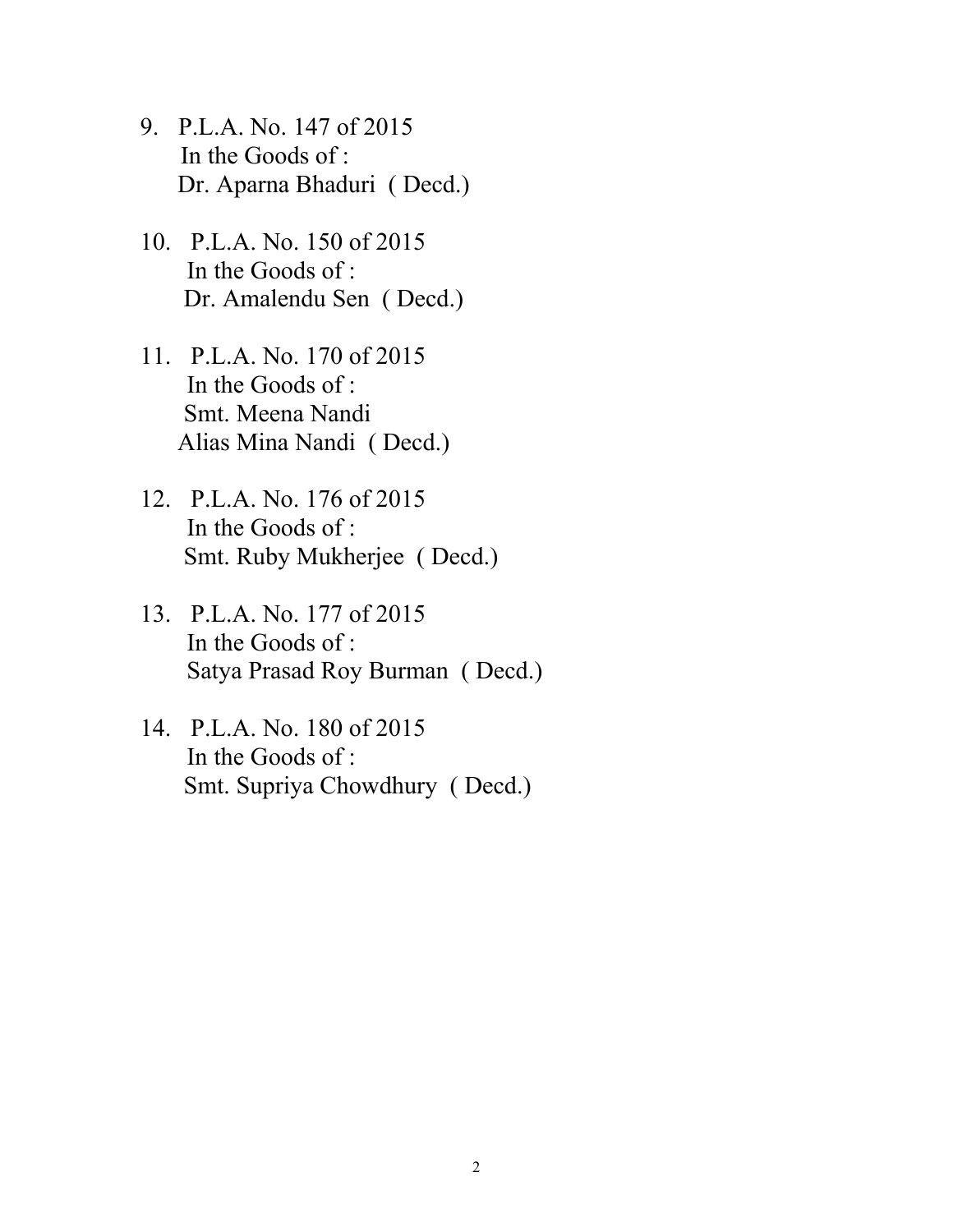9. P.L.A. No. 147 of 2015
   In the Goods of :
   Dr. Aparna Bhaduri ( Decd.)

10. P.L.A. No. 150 of 2015
    In the Goods of :
    Dr. Amalendu Sen ( Decd.)

11. P.L.A. No. 170 of 2015
    In the Goods of :
    Smt. Meena Nandi
    Alias Mina Nandi ( Decd.)

12. P.L.A. No. 176 of 2015
    In the Goods of :
    Smt. Ruby Mukherjee ( Decd.)

13. P.L.A. No. 177 of 2015
    In the Goods of :
    Satya Prasad Roy Burman ( Decd.)

14. P.L.A. No. 180 of 2015
    In the Goods of :
    Smt. Supriya Chowdhury ( Decd.)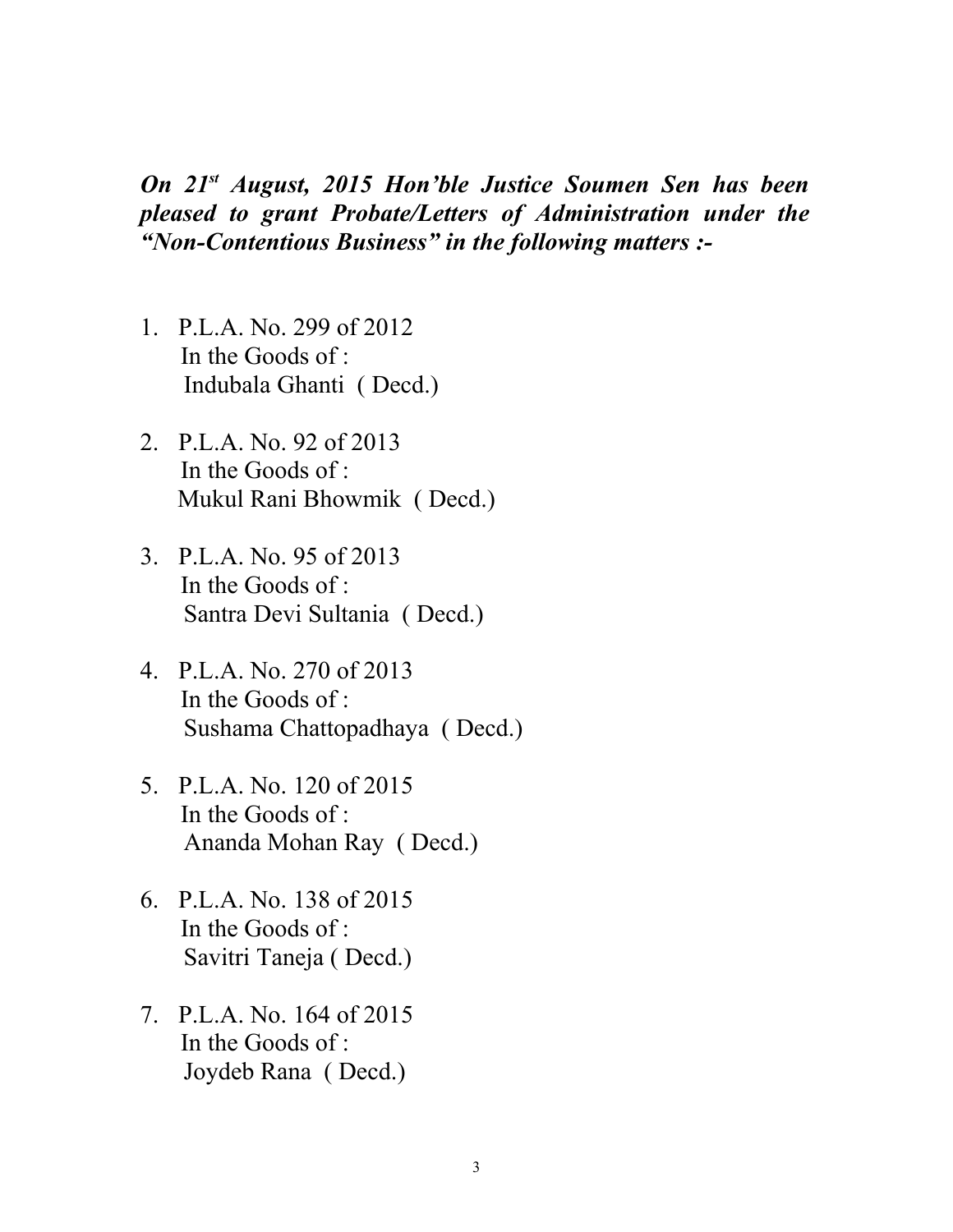***On 21st August, 2015 Hon'ble Justice Soumen Sen has been pleased to grant Probate/Letters of Administration under the "Non-Contentious Business" in the following matters :-***

1. P.L.A. No. 299 of 2012  
   In the Goods of :  
   Indubala Ghanti ( Decd.)

2. P.L.A. No. 92 of 2013  
   In the Goods of :  
   Mukul Rani Bhowmik ( Decd.)

3. P.L.A. No. 95 of 2013  
   In the Goods of :  
   Santra Devi Sultania ( Decd.)

4. P.L.A. No. 270 of 2013  
   In the Goods of :  
   Sushama Chattopadhaya ( Decd.)

5. P.L.A. No. 120 of 2015  
   In the Goods of :  
   Ananda Mohan Ray ( Decd.)

6. P.L.A. No. 138 of 2015  
   In the Goods of :  
   Savitri Taneja ( Decd.)

7. P.L.A. No. 164 of 2015  
   In the Goods of :  
   Joydeb Rana ( Decd.)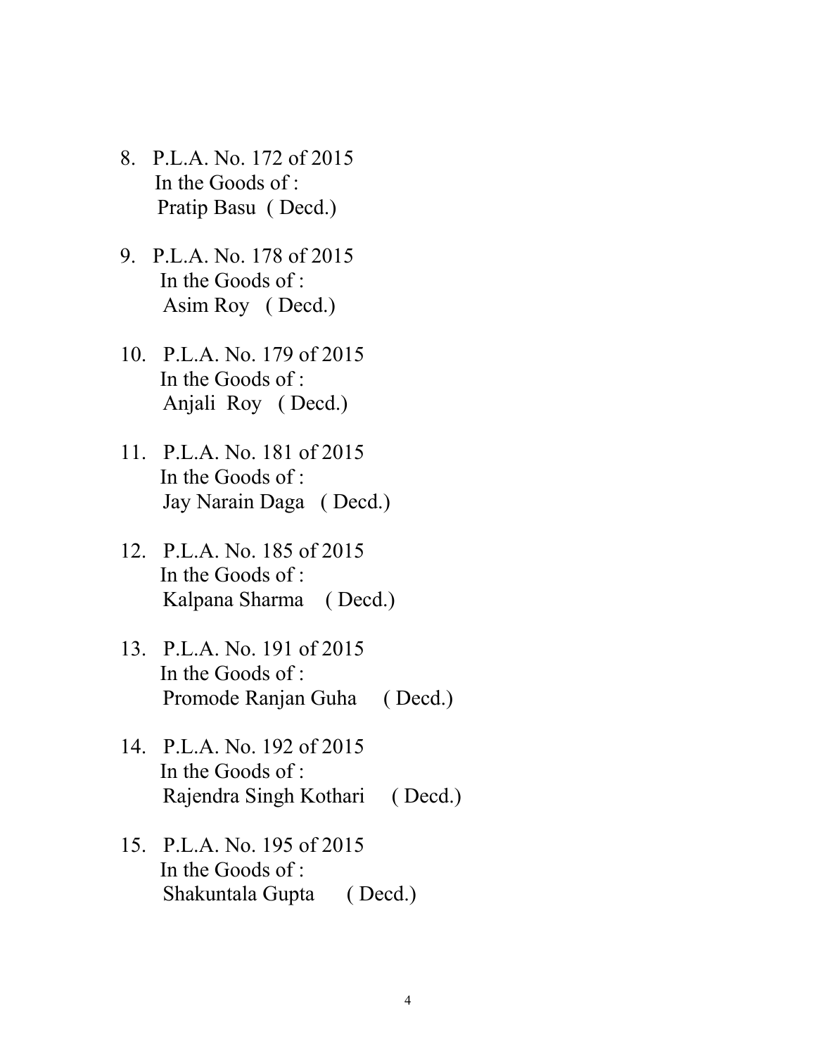8. P.L.A. No. 172 of 2015
   In the Goods of :
   Pratip Basu ( Decd.)

9. P.L.A. No. 178 of 2015
   In the Goods of :
   Asim Roy ( Decd.)

10. P.L.A. No. 179 of 2015
    In the Goods of :
    Anjali Roy ( Decd.)

11. P.L.A. No. 181 of 2015
    In the Goods of :
    Jay Narain Daga ( Decd.)

12. P.L.A. No. 185 of 2015
    In the Goods of :
    Kalpana Sharma ( Decd.)

13. P.L.A. No. 191 of 2015
    In the Goods of :
    Promode Ranjan Guha ( Decd.)

14. P.L.A. No. 192 of 2015
    In the Goods of :
    Rajendra Singh Kothari ( Decd.)

15. P.L.A. No. 195 of 2015
    In the Goods of :
    Shakuntala Gupta ( Decd.)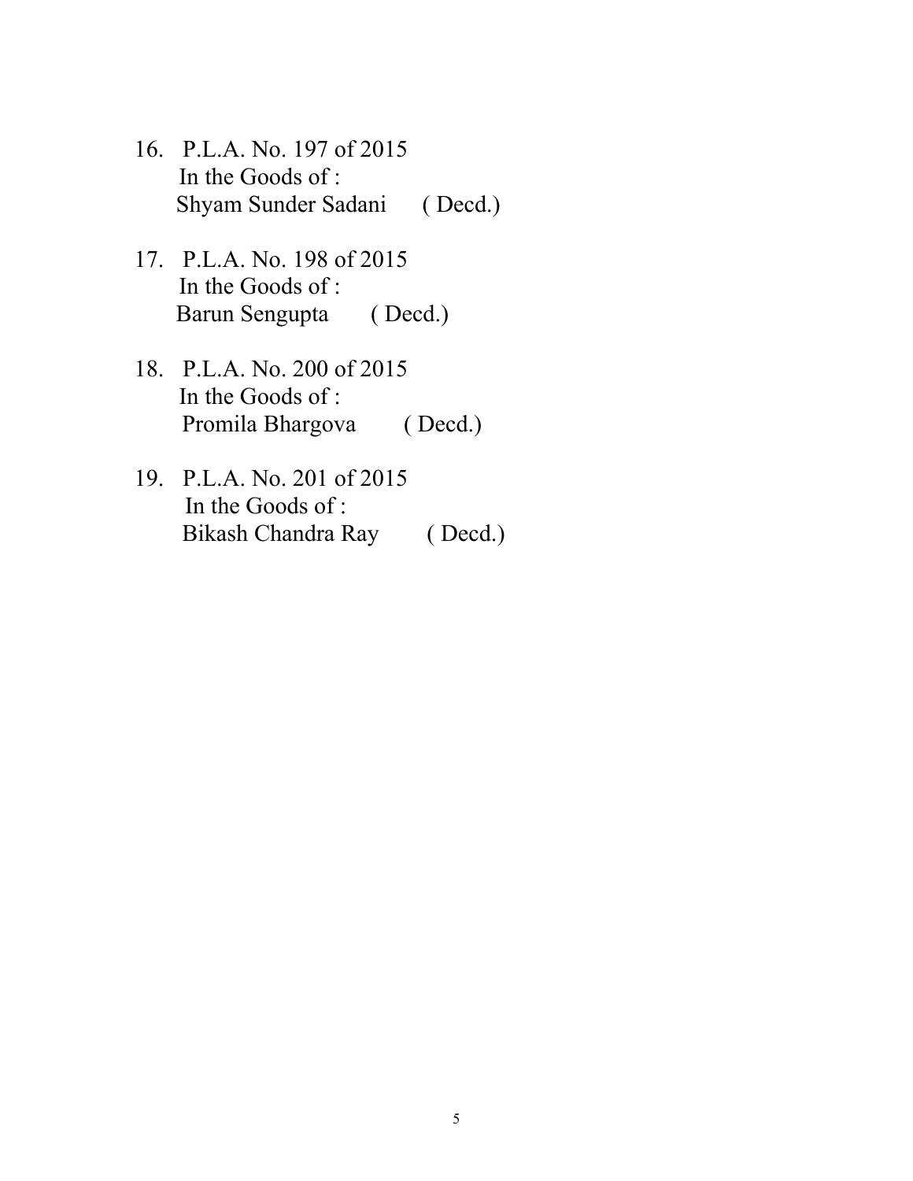16. P.L.A. No. 197 of 2015  
    In the Goods of :  
    Shyam Sunder Sadani ( Decd.)

17. P.L.A. No. 198 of 2015  
    In the Goods of :  
    Barun Sengupta ( Decd.)

18. P.L.A. No. 200 of 2015  
    In the Goods of :  
    Promila Bhargova ( Decd.)

19. P.L.A. No. 201 of 2015  
    In the Goods of :  
    Bikash Chandra Ray ( Decd.)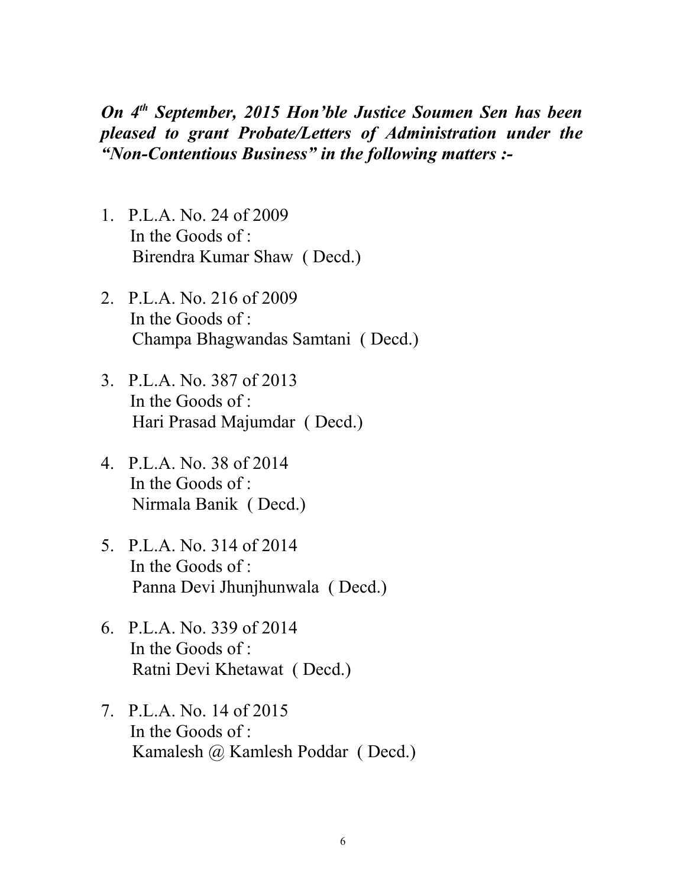***On 4th September, 2015 Hon'ble Justice Soumen Sen has been pleased to grant Probate/Letters of Administration under the "Non-Contentious Business" in the following matters :-***

1. P.L.A. No. 24 of 2009
   In the Goods of :
   Birendra Kumar Shaw ( Decd.)

2. P.L.A. No. 216 of 2009
   In the Goods of :
   Champa Bhagwandas Samtani ( Decd.)

3. P.L.A. No. 387 of 2013
   In the Goods of :
   Hari Prasad Majumdar ( Decd.)

4. P.L.A. No. 38 of 2014
   In the Goods of :
   Nirmala Banik ( Decd.)

5. P.L.A. No. 314 of 2014
   In the Goods of :
   Panna Devi Jhunjhunwala ( Decd.)

6. P.L.A. No. 339 of 2014
   In the Goods of :
   Ratni Devi Khetawat ( Decd.)

7. P.L.A. No. 14 of 2015
   In the Goods of :
   Kamalesh @ Kamlesh Poddar ( Decd.)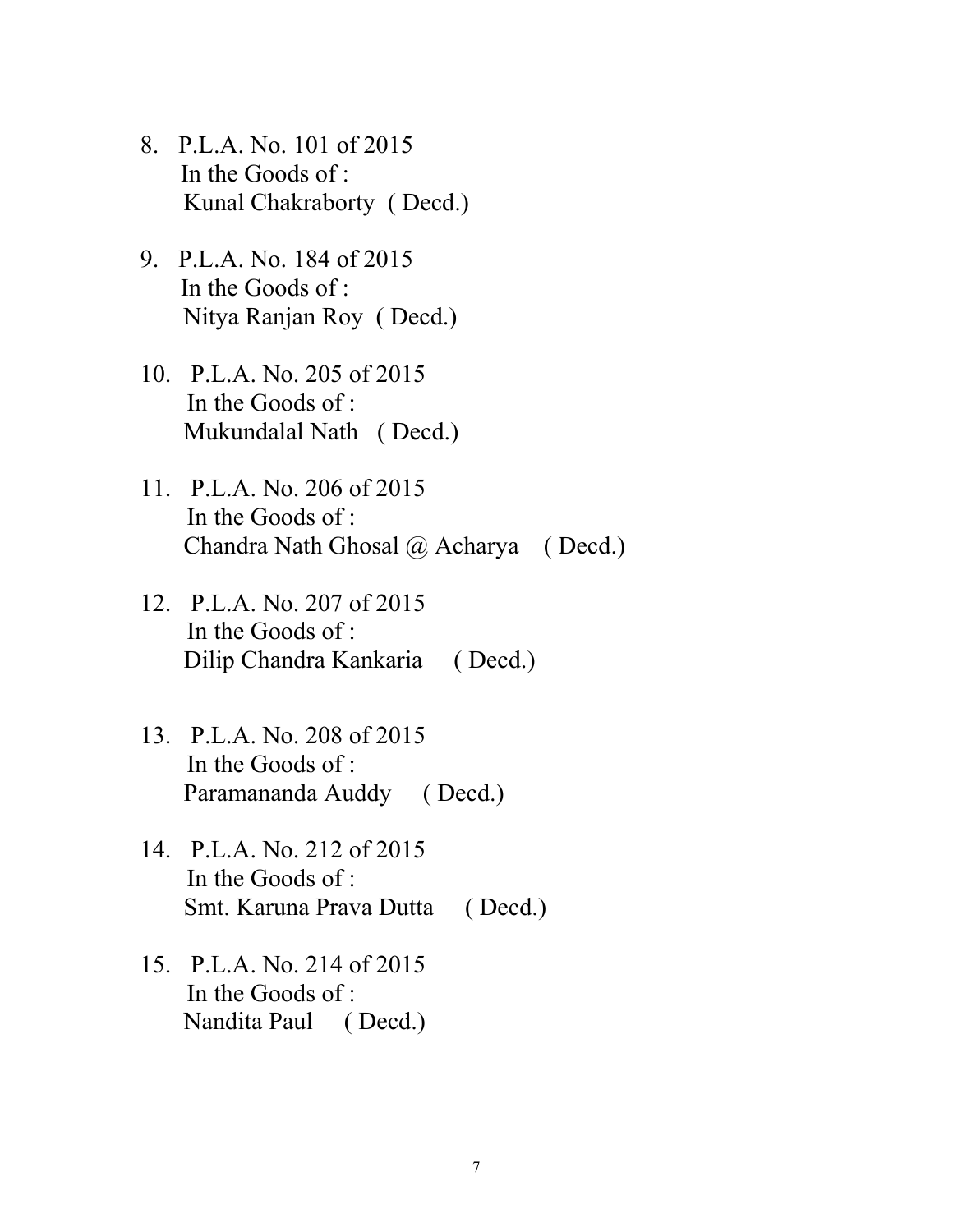8. P.L.A. No. 101 of 2015  
   In the Goods of :  
   Kunal Chakraborty ( Decd.)

9. P.L.A. No. 184 of 2015  
   In the Goods of :  
   Nitya Ranjan Roy ( Decd.)

10. P.L.A. No. 205 of 2015  
    In the Goods of :  
    Mukundalal Nath ( Decd.)

11. P.L.A. No. 206 of 2015  
    In the Goods of :  
    Chandra Nath Ghosal @ Acharya ( Decd.)

12. P.L.A. No. 207 of 2015  
    In the Goods of :  
    Dilip Chandra Kankaria ( Decd.)

13. P.L.A. No. 208 of 2015  
    In the Goods of :  
    Paramananda Auddy ( Decd.)

14. P.L.A. No. 212 of 2015  
    In the Goods of :  
    Smt. Karuna Prava Dutta ( Decd.)

15. P.L.A. No. 214 of 2015  
    In the Goods of :  
    Nandita Paul ( Decd.)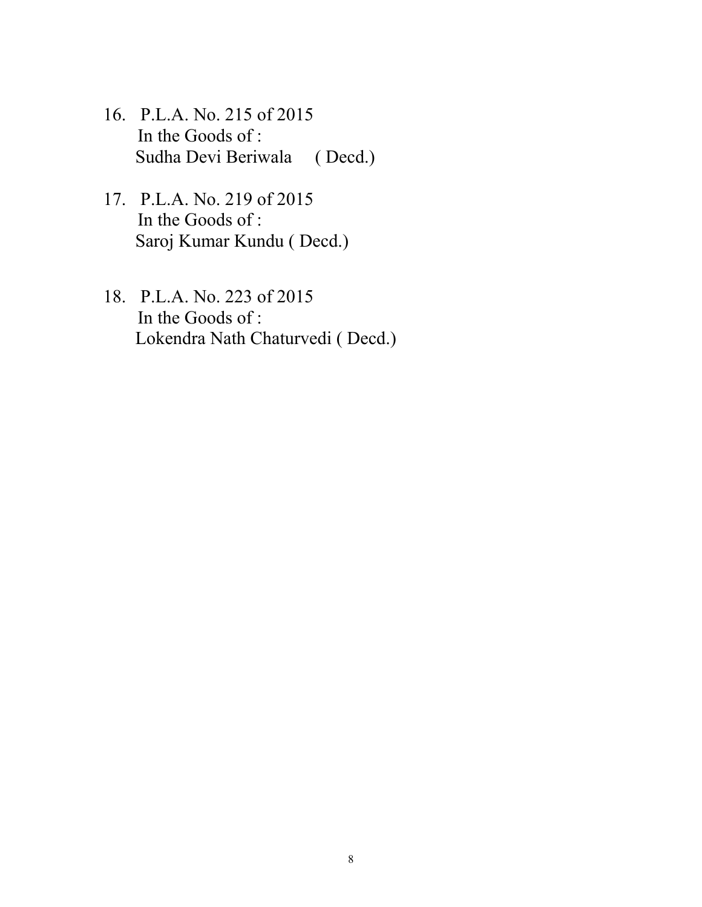16. P.L.A. No. 215 of 2015  
    In the Goods of :  
    Sudha Devi Beriwala ( Decd.)

17. P.L.A. No. 219 of 2015  
    In the Goods of :  
    Saroj Kumar Kundu ( Decd.)

18. P.L.A. No. 223 of 2015  
    In the Goods of :  
    Lokendra Nath Chaturvedi ( Decd.)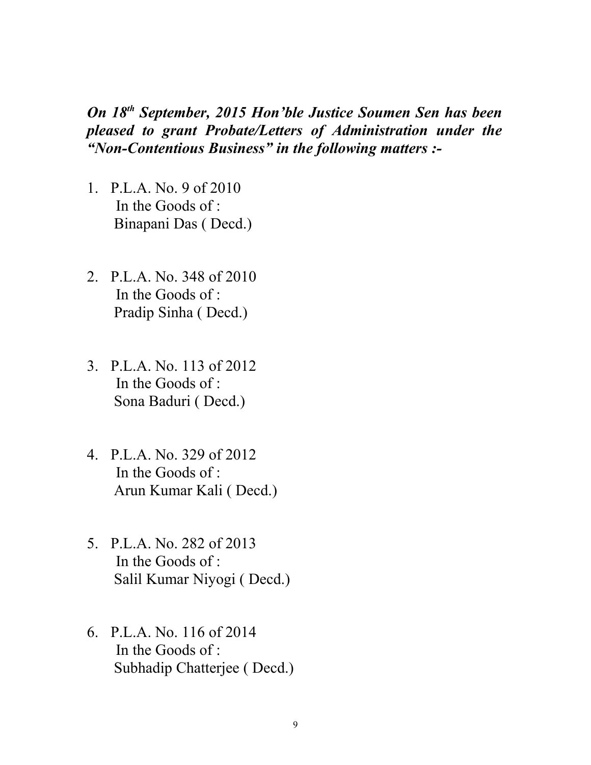***On 18th September, 2015 Hon'ble Justice Soumen Sen has been pleased to grant Probate/Letters of Administration under the "Non-Contentious Business" in the following matters :-***

1. P.L.A. No. 9 of 2010
   In the Goods of :
   Binapani Das ( Decd.)

2. P.L.A. No. 348 of 2010
   In the Goods of :
   Pradip Sinha ( Decd.)

3. P.L.A. No. 113 of 2012
   In the Goods of :
   Sona Baduri ( Decd.)

4. P.L.A. No. 329 of 2012
   In the Goods of :
   Arun Kumar Kali ( Decd.)

5. P.L.A. No. 282 of 2013
   In the Goods of :
   Salil Kumar Niyogi ( Decd.)

6. P.L.A. No. 116 of 2014
   In the Goods of :
   Subhadip Chatterjee ( Decd.)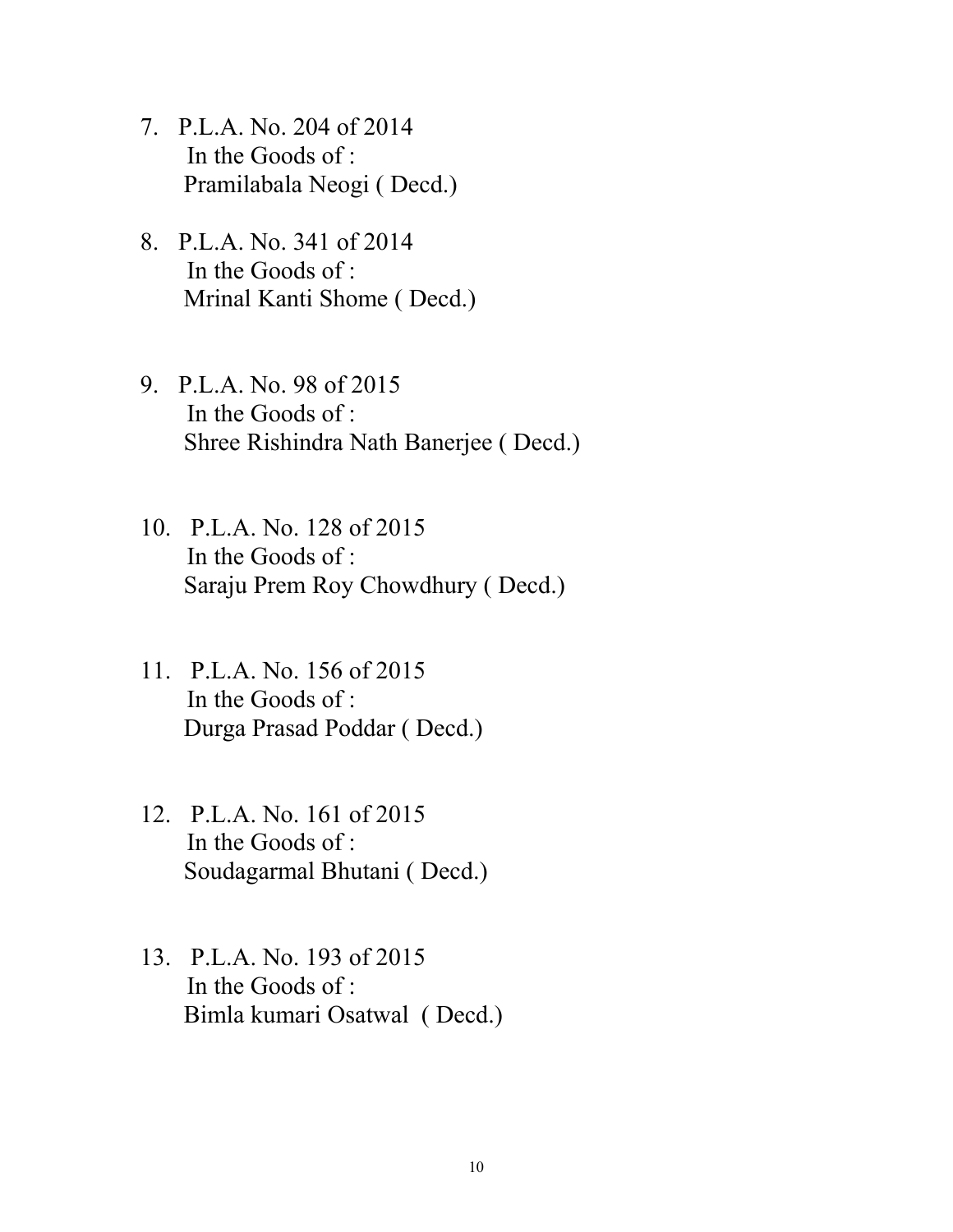7. P.L.A. No. 204 of 2014
   In the Goods of :
   Pramilabala Neogi ( Decd.)

8. P.L.A. No. 341 of 2014
   In the Goods of :
   Mrinal Kanti Shome ( Decd.)

9. P.L.A. No. 98 of 2015
   In the Goods of :
   Shree Rishindra Nath Banerjee ( Decd.)

10. P.L.A. No. 128 of 2015
    In the Goods of :
    Saraju Prem Roy Chowdhury ( Decd.)

11. P.L.A. No. 156 of 2015
    In the Goods of :
    Durga Prasad Poddar ( Decd.)

12. P.L.A. No. 161 of 2015
    In the Goods of :
    Soudagarmal Bhutani ( Decd.)

13. P.L.A. No. 193 of 2015
    In the Goods of :
    Bimla kumari Osatwal ( Decd.)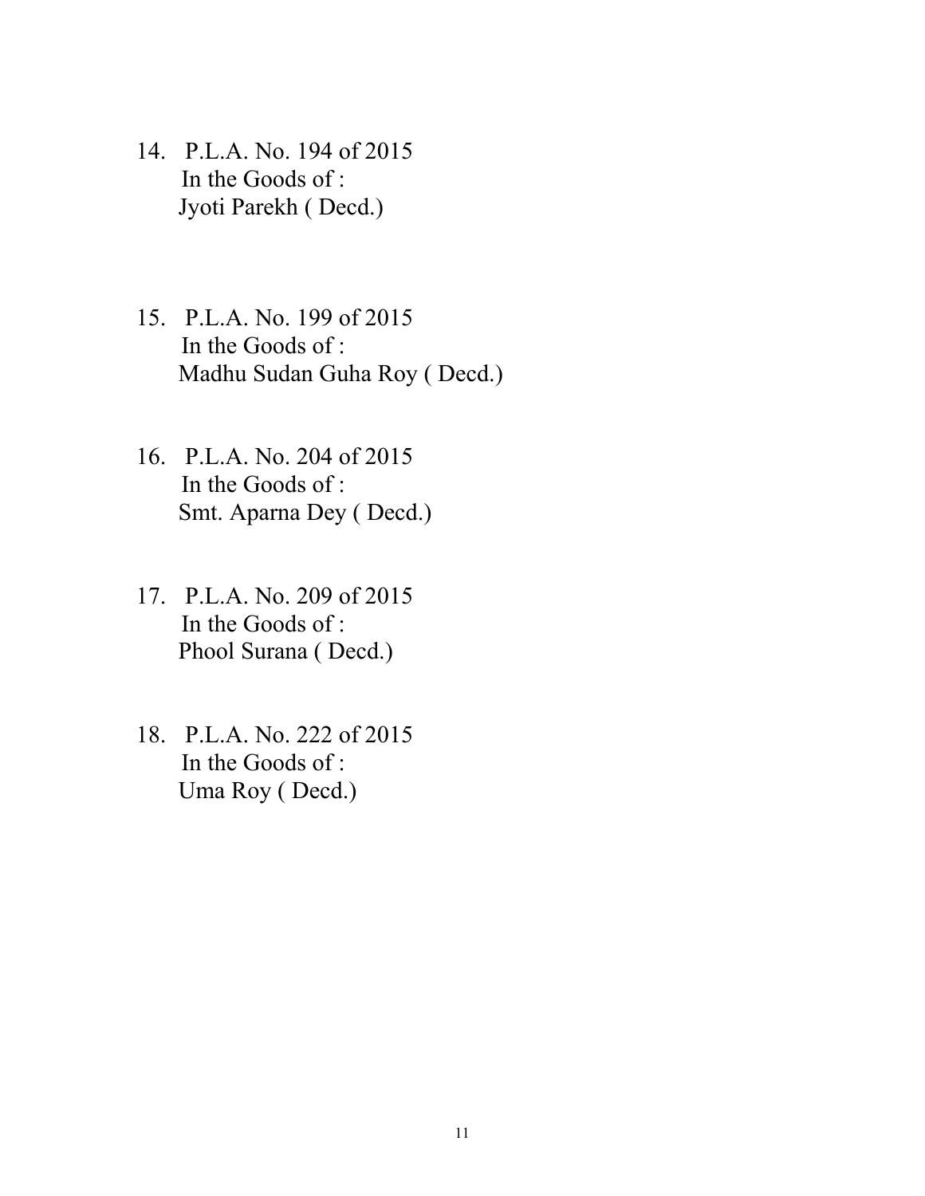14. P.L.A. No. 194 of 2015
    In the Goods of :
    Jyoti Parekh ( Decd.)

15. P.L.A. No. 199 of 2015
    In the Goods of :
    Madhu Sudan Guha Roy ( Decd.)

16. P.L.A. No. 204 of 2015
    In the Goods of :
    Smt. Aparna Dey ( Decd.)

17. P.L.A. No. 209 of 2015
    In the Goods of :
    Phool Surana ( Decd.)

18. P.L.A. No. 222 of 2015
    In the Goods of :
    Uma Roy ( Decd.)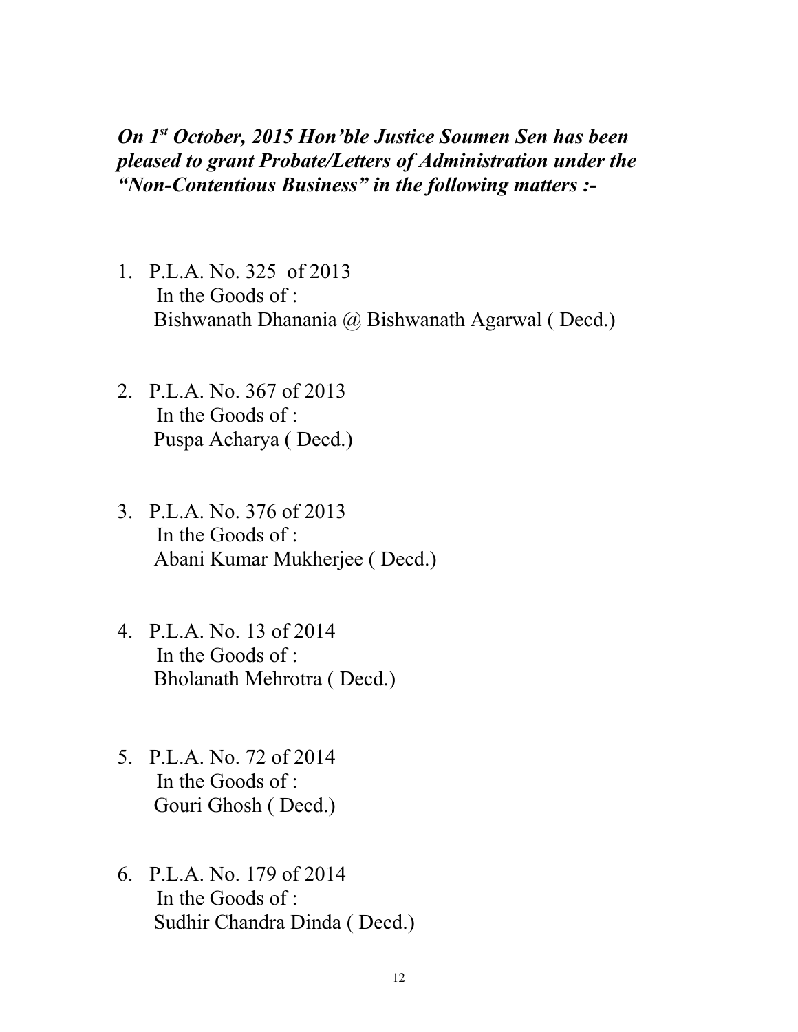***On 1st October, 2015 Hon'ble Justice Soumen Sen has been pleased to grant Probate/Letters of Administration under the "Non-Contentious Business" in the following matters :-***

1. P.L.A. No. 325 of 2013
   In the Goods of :
   Bishwanath Dhanania @ Bishwanath Agarwal ( Decd.)

2. P.L.A. No. 367 of 2013
   In the Goods of :
   Puspa Acharya ( Decd.)

3. P.L.A. No. 376 of 2013
   In the Goods of :
   Abani Kumar Mukherjee ( Decd.)

4. P.L.A. No. 13 of 2014
   In the Goods of :
   Bholanath Mehrotra ( Decd.)

5. P.L.A. No. 72 of 2014
   In the Goods of :
   Gouri Ghosh ( Decd.)

6. P.L.A. No. 179 of 2014
   In the Goods of :
   Sudhir Chandra Dinda ( Decd.)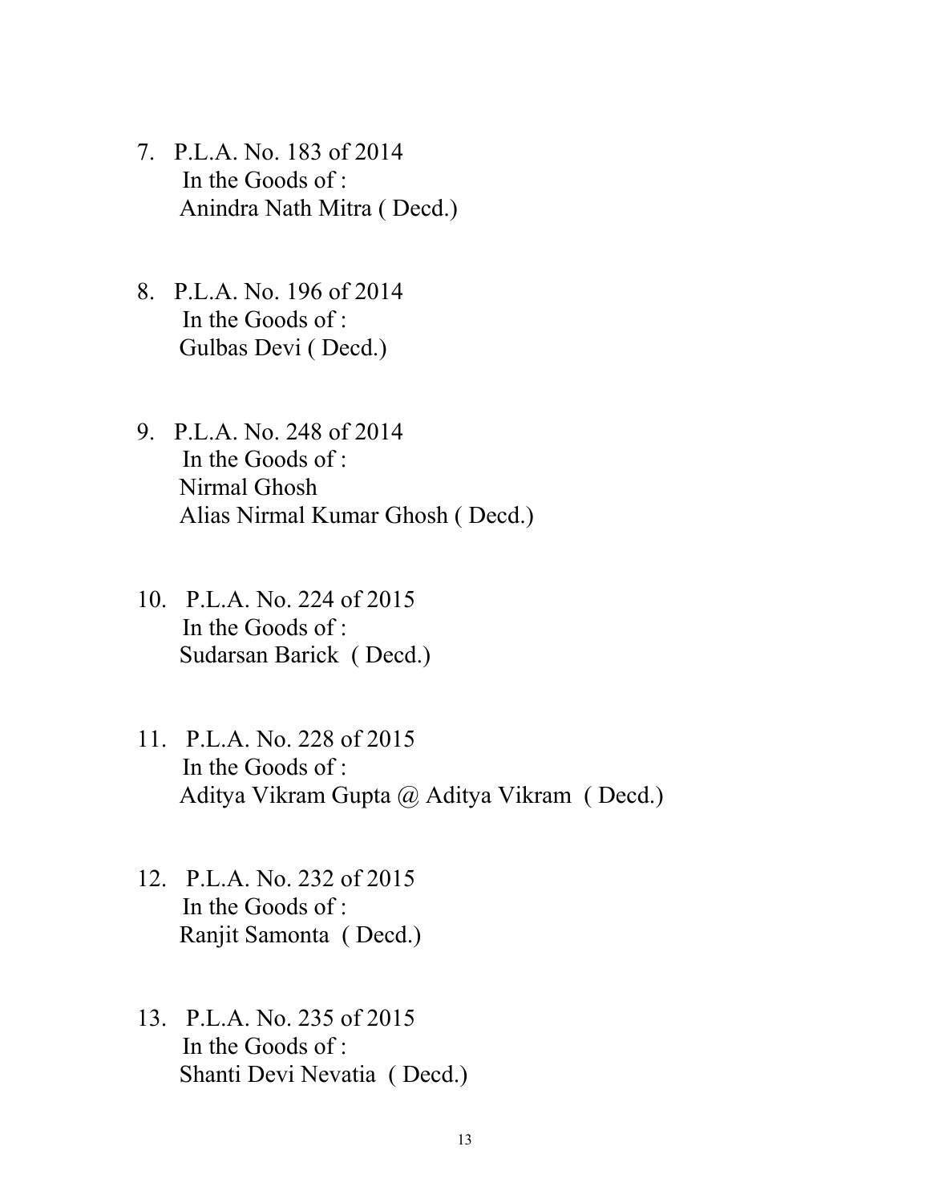7. P.L.A. No. 183 of 2014
   In the Goods of :
   Anindra Nath Mitra ( Decd.)

8. P.L.A. No. 196 of 2014
   In the Goods of :
   Gulbas Devi ( Decd.)

9. P.L.A. No. 248 of 2014
   In the Goods of :
   Nirmal Ghosh
   Alias Nirmal Kumar Ghosh ( Decd.)

10. P.L.A. No. 224 of 2015
    In the Goods of :
    Sudarsan Barick ( Decd.)

11. P.L.A. No. 228 of 2015
    In the Goods of :
    Aditya Vikram Gupta @ Aditya Vikram ( Decd.)

12. P.L.A. No. 232 of 2015
    In the Goods of :
    Ranjit Samonta ( Decd.)

13. P.L.A. No. 235 of 2015
    In the Goods of :
    Shanti Devi Nevatia ( Decd.)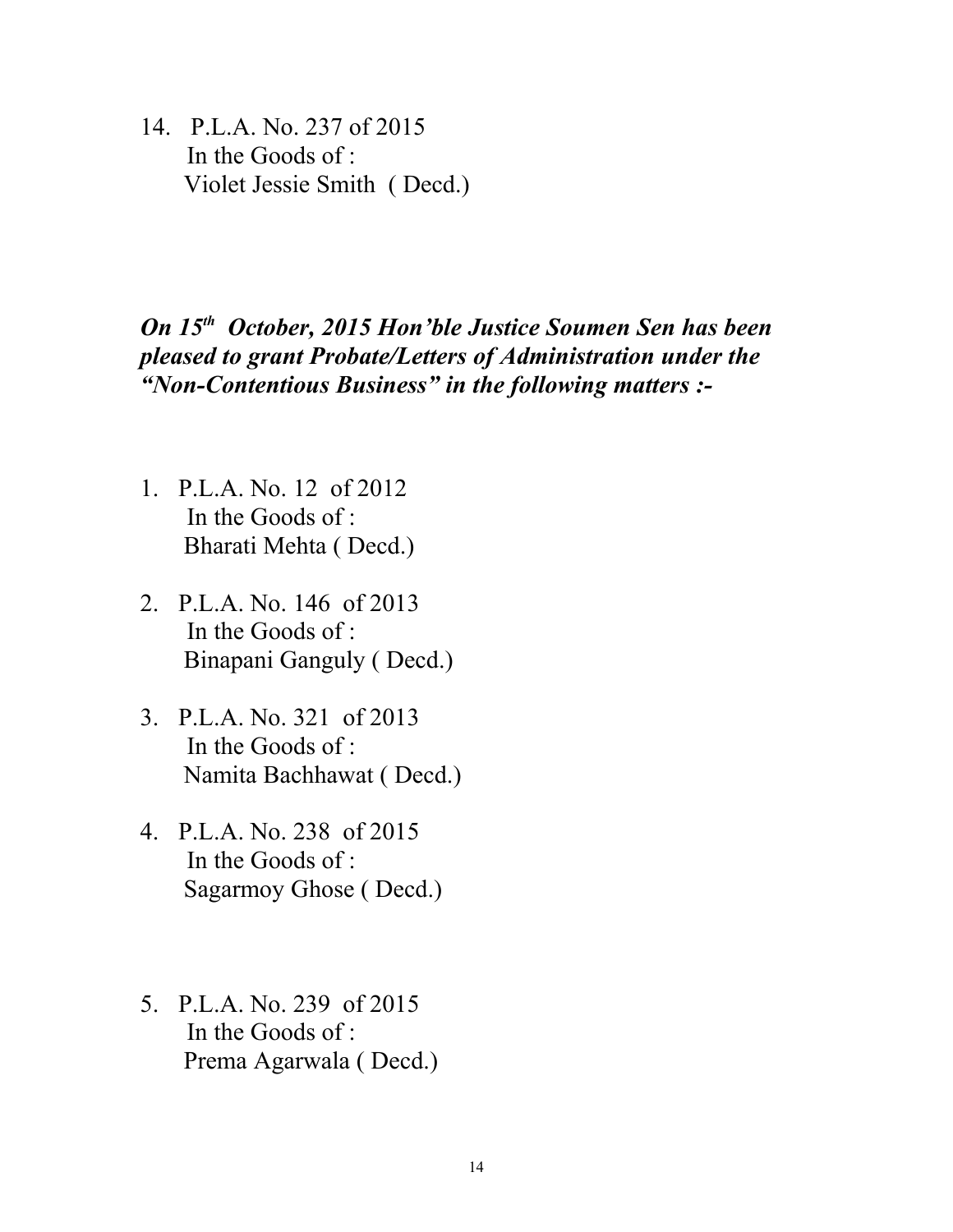14. P.L.A. No. 237 of 2015
    In the Goods of :
    Violet Jessie Smith ( Decd.)

***On 15th October, 2015 Hon'ble Justice Soumen Sen has been pleased to grant Probate/Letters of Administration under the "Non-Contentious Business" in the following matters :-***

1. P.L.A. No. 12 of 2012
   In the Goods of :
   Bharati Mehta ( Decd.)

2. P.L.A. No. 146 of 2013
   In the Goods of :
   Binapani Ganguly ( Decd.)

3. P.L.A. No. 321 of 2013
   In the Goods of :
   Namita Bachhawat ( Decd.)

4. P.L.A. No. 238 of 2015
   In the Goods of :
   Sagarmoy Ghose ( Decd.)

5. P.L.A. No. 239 of 2015
   In the Goods of :
   Prema Agarwala ( Decd.)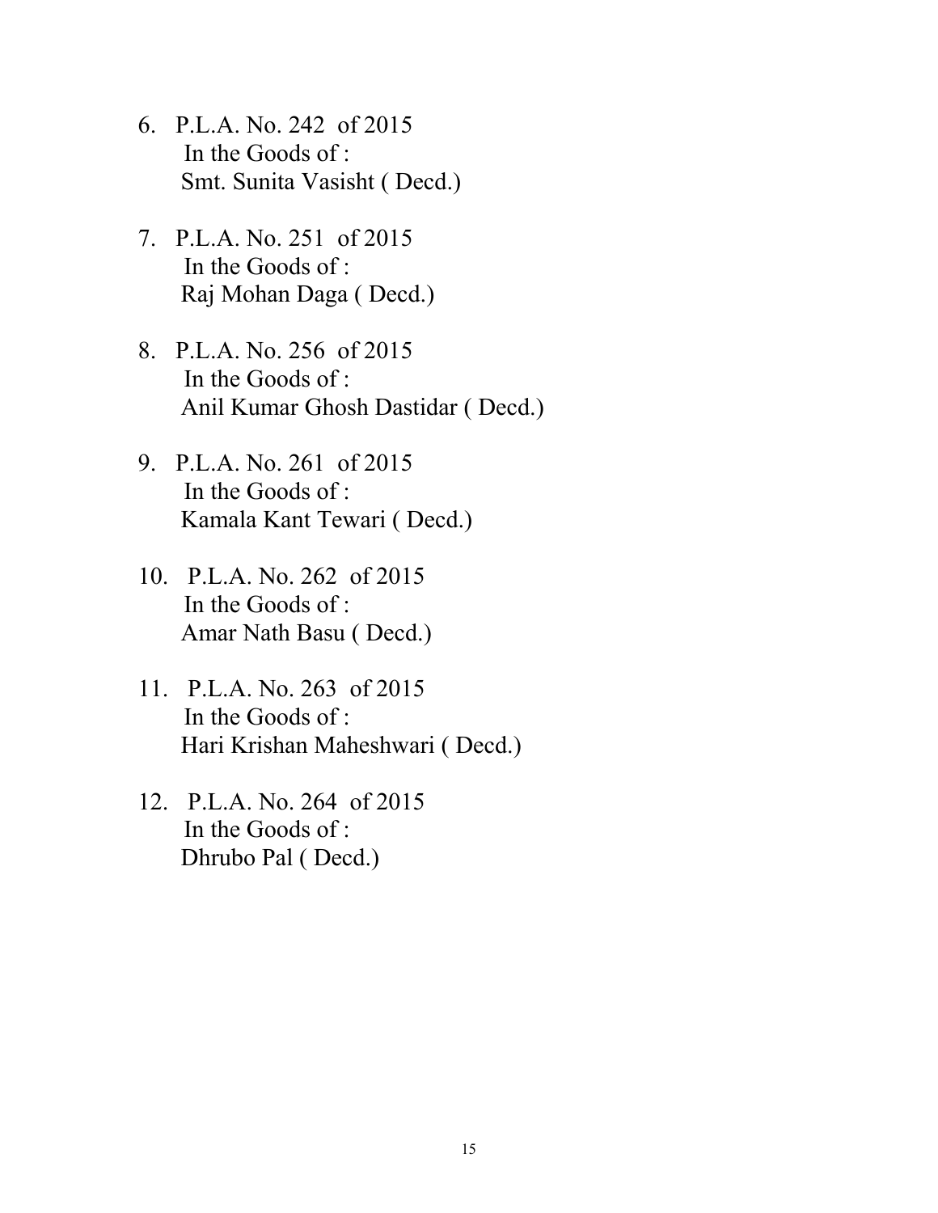6. P.L.A. No. 242 of 2015
   In the Goods of :
   Smt. Sunita Vasisht ( Decd.)

7. P.L.A. No. 251 of 2015
   In the Goods of :
   Raj Mohan Daga ( Decd.)

8. P.L.A. No. 256 of 2015
   In the Goods of :
   Anil Kumar Ghosh Dastidar ( Decd.)

9. P.L.A. No. 261 of 2015
   In the Goods of :
   Kamala Kant Tewari ( Decd.)

10. P.L.A. No. 262 of 2015
    In the Goods of :
    Amar Nath Basu ( Decd.)

11. P.L.A. No. 263 of 2015
    In the Goods of :
    Hari Krishan Maheshwari ( Decd.)

12. P.L.A. No. 264 of 2015
    In the Goods of :
    Dhrubo Pal ( Decd.)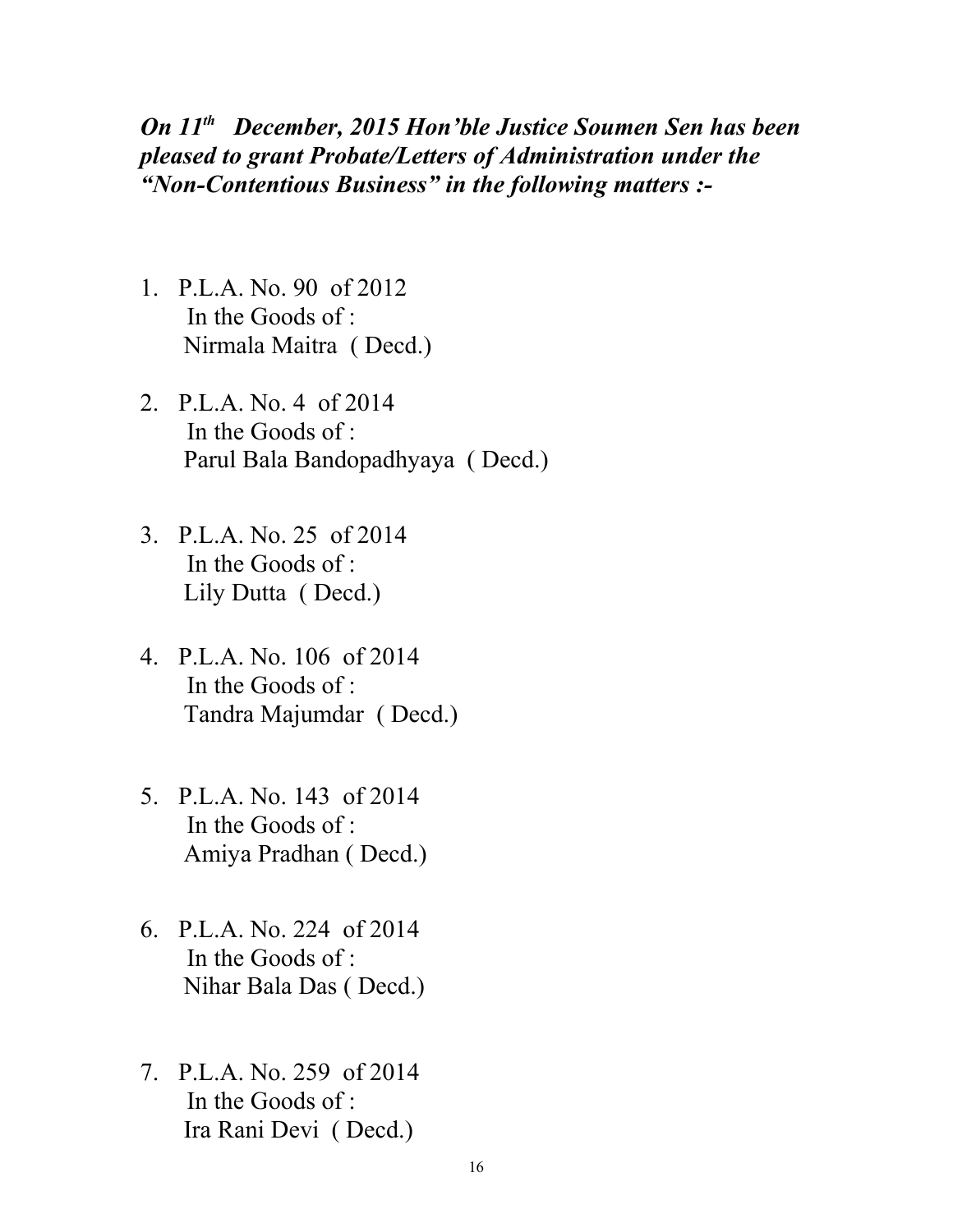***On 11th December, 2015 Hon'ble Justice Soumen Sen has been pleased to grant Probate/Letters of Administration under the "Non-Contentious Business" in the following matters :-***

1. P.L.A. No. 90 of 2012  
   In the Goods of :  
   Nirmala Maitra ( Decd.)

2. P.L.A. No. 4 of 2014  
   In the Goods of :  
   Parul Bala Bandopadhyaya ( Decd.)

3. P.L.A. No. 25 of 2014  
   In the Goods of :  
   Lily Dutta ( Decd.)

4. P.L.A. No. 106 of 2014  
   In the Goods of :  
   Tandra Majumdar ( Decd.)

5. P.L.A. No. 143 of 2014  
   In the Goods of :  
   Amiya Pradhan ( Decd.)

6. P.L.A. No. 224 of 2014  
   In the Goods of :  
   Nihar Bala Das ( Decd.)

7. P.L.A. No. 259 of 2014  
   In the Goods of :  
   Ira Rani Devi ( Decd.)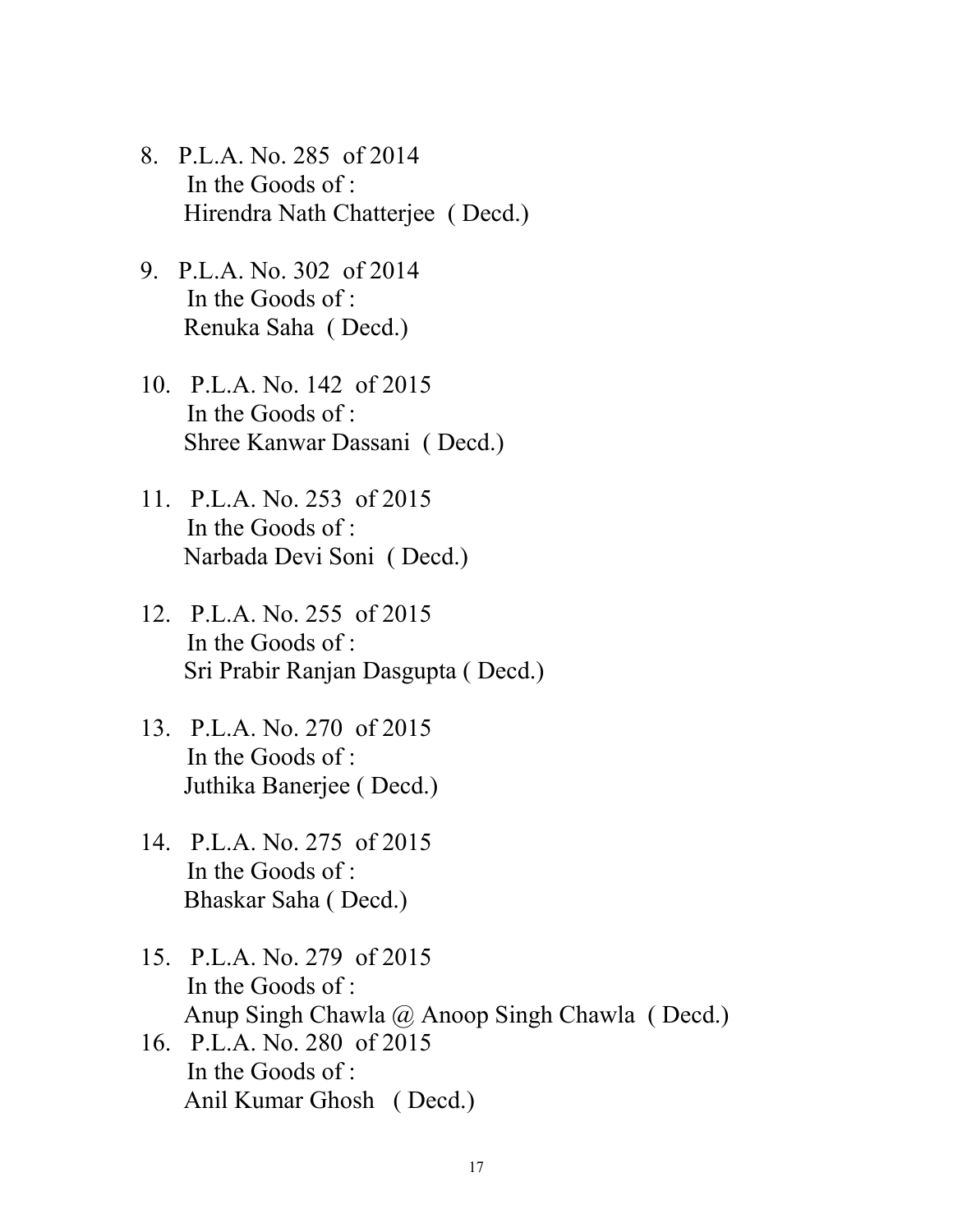8. P.L.A. No. 285 of 2014
   In the Goods of :
   Hirendra Nath Chatterjee ( Decd.)

9. P.L.A. No. 302 of 2014
   In the Goods of :
   Renuka Saha ( Decd.)

10. P.L.A. No. 142 of 2015
    In the Goods of :
    Shree Kanwar Dassani ( Decd.)

11. P.L.A. No. 253 of 2015
    In the Goods of :
    Narbada Devi Soni ( Decd.)

12. P.L.A. No. 255 of 2015
    In the Goods of :
    Sri Prabir Ranjan Dasgupta ( Decd.)

13. P.L.A. No. 270 of 2015
    In the Goods of :
    Juthika Banerjee ( Decd.)

14. P.L.A. No. 275 of 2015
    In the Goods of :
    Bhaskar Saha ( Decd.)

15. P.L.A. No. 279 of 2015
    In the Goods of :
    Anup Singh Chawla @ Anoop Singh Chawla ( Decd.)

16. P.L.A. No. 280 of 2015
    In the Goods of :
    Anil Kumar Ghosh ( Decd.)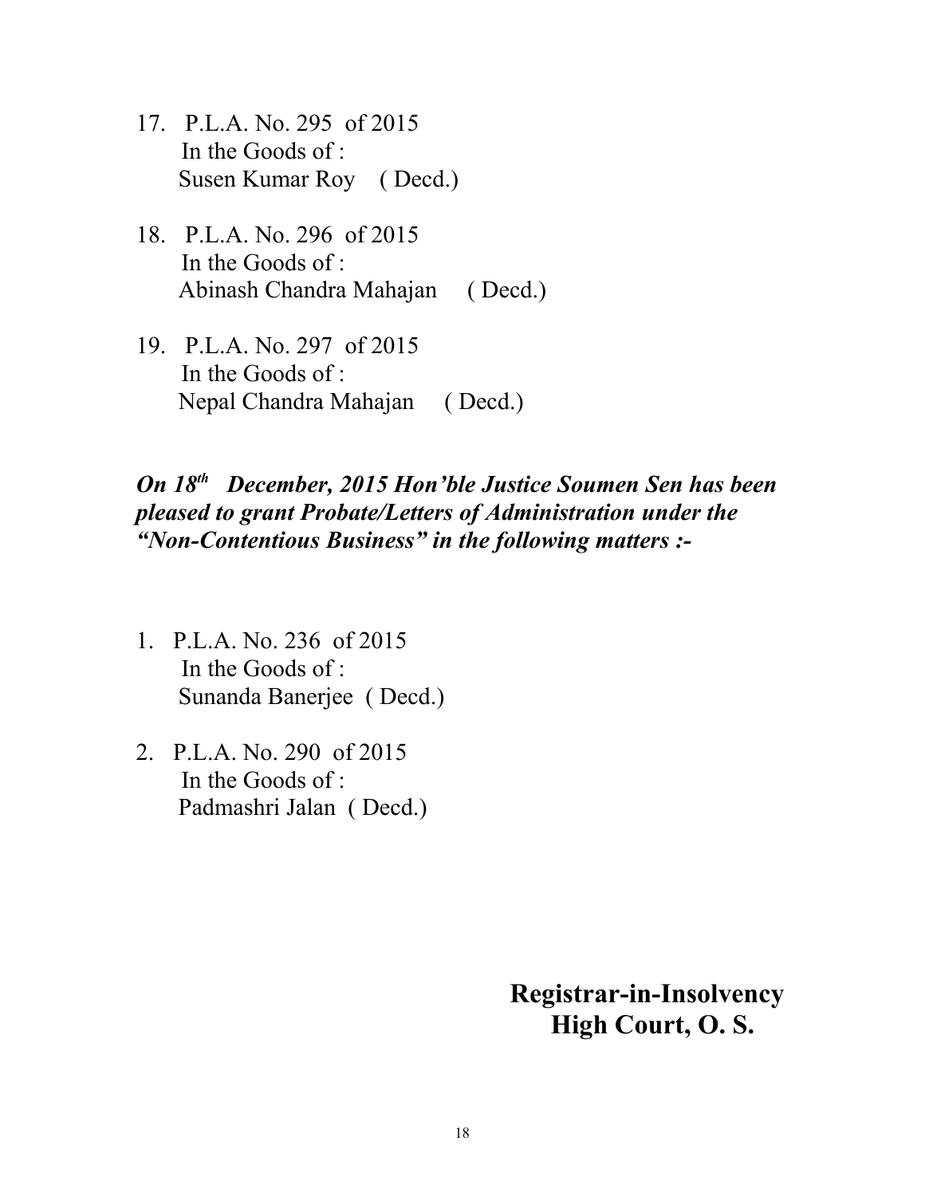17. P.L.A. No. 295 of 2015
    In the Goods of :
    Susen Kumar Roy ( Decd.)

18. P.L.A. No. 296 of 2015
    In the Goods of :
    Abinash Chandra Mahajan ( Decd.)

19. P.L.A. No. 297 of 2015
    In the Goods of :
    Nepal Chandra Mahajan ( Decd.)

***On 18th December, 2015 Hon'ble Justice Soumen Sen has been pleased to grant Probate/Letters of Administration under the "Non-Contentious Business" in the following matters :-***

1. P.L.A. No. 236 of 2015
   In the Goods of :
   Sunanda Banerjee ( Decd.)

2. P.L.A. No. 290 of 2015
   In the Goods of :
   Padmashri Jalan ( Decd.)

**Registrar-in-Insolvency**
**High Court, O. S.**